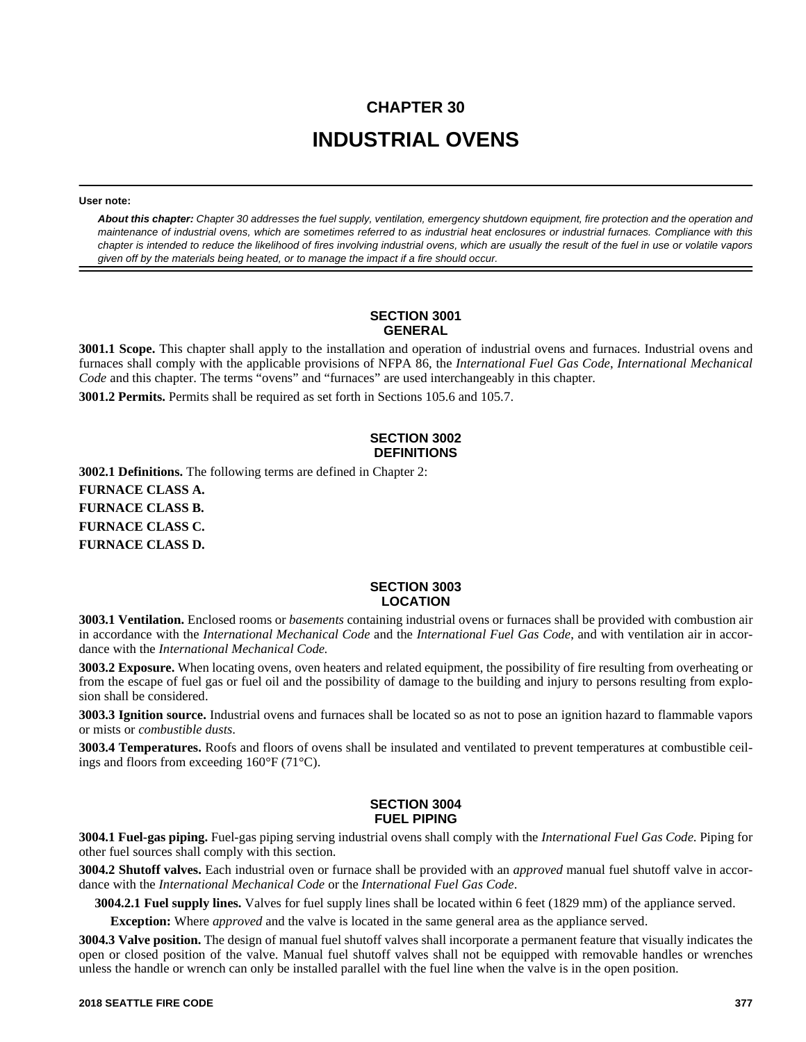# CHAPTER 30

# INDUSTRIAL OVENS

**User note:**

***About this chapter:*** *Chapter 30 addresses the fuel supply, ventilation, emergency shutdown equipment, fire protection and the operation and maintenance of industrial ovens, which are sometimes referred to as industrial heat enclosures or industrial furnaces. Compliance with this chapter is intended to reduce the likelihood of fires involving industrial ovens, which are usually the result of the fuel in use or volatile vapors given off by the materials being heated, or to manage the impact if a fire should occur.*

## SECTION 3001 GENERAL

**3001.1 Scope.** This chapter shall apply to the installation and operation of industrial ovens and furnaces. Industrial ovens and furnaces shall comply with the applicable provisions of NFPA 86, the *International Fuel Gas Code*, *International Mechanical Code* and this chapter. The terms "ovens" and "furnaces" are used interchangeably in this chapter.

**3001.2 Permits.** Permits shall be required as set forth in Sections 105.6 and 105.7.

## SECTION 3002 DEFINITIONS

**3002.1 Definitions.** The following terms are defined in Chapter 2:

**FURNACE CLASS A.**

**FURNACE CLASS B.**

**FURNACE CLASS C.**

**FURNACE CLASS D.**

## SECTION 3003 LOCATION

**3003.1 Ventilation.** Enclosed rooms or *basements* containing industrial ovens or furnaces shall be provided with combustion air in accordance with the *International Mechanical Code* and the *International Fuel Gas Code*, and with ventilation air in accordance with the *International Mechanical Code.*

**3003.2 Exposure.** When locating ovens, oven heaters and related equipment, the possibility of fire resulting from overheating or from the escape of fuel gas or fuel oil and the possibility of damage to the building and injury to persons resulting from explosion shall be considered.

**3003.3 Ignition source.** Industrial ovens and furnaces shall be located so as not to pose an ignition hazard to flammable vapors or mists or *combustible dusts*.

**3003.4 Temperatures.** Roofs and floors of ovens shall be insulated and ventilated to prevent temperatures at combustible ceilings and floors from exceeding 160°F (71°C).

## SECTION 3004 FUEL PIPING

**3004.1 Fuel-gas piping.** Fuel-gas piping serving industrial ovens shall comply with the *International Fuel Gas Code.* Piping for other fuel sources shall comply with this section.

**3004.2 Shutoff valves.** Each industrial oven or furnace shall be provided with an *approved* manual fuel shutoff valve in accordance with the *International Mechanical Code* or the *International Fuel Gas Code*.

**3004.2.1 Fuel supply lines.** Valves for fuel supply lines shall be located within 6 feet (1829 mm) of the appliance served.

**Exception:** Where *approved* and the valve is located in the same general area as the appliance served.

**3004.3 Valve position.** The design of manual fuel shutoff valves shall incorporate a permanent feature that visually indicates the open or closed position of the valve. Manual fuel shutoff valves shall not be equipped with removable handles or wrenches unless the handle or wrench can only be installed parallel with the fuel line when the valve is in the open position.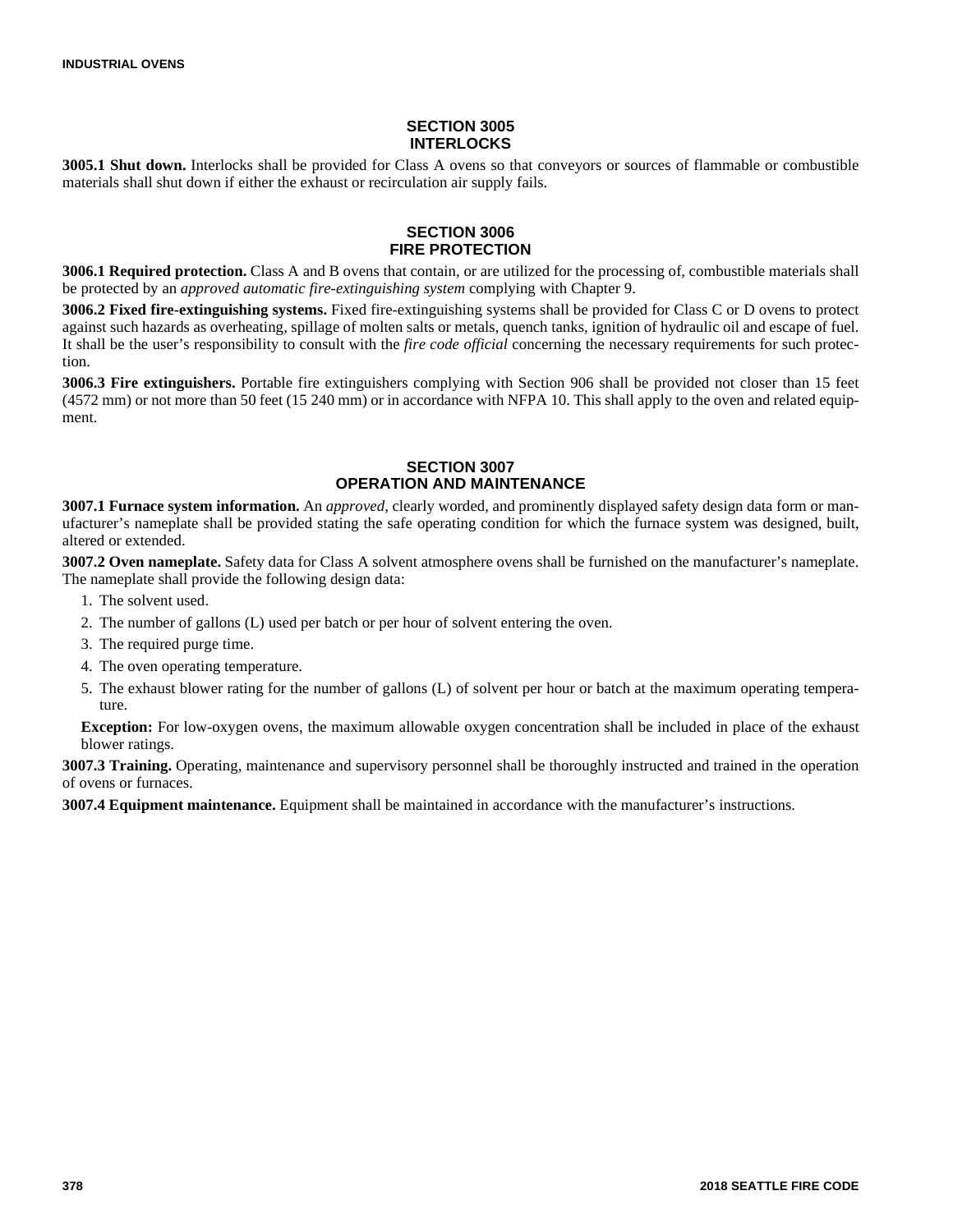## SECTION 3005
## INTERLOCKS

**3005.1 Shut down.** Interlocks shall be provided for Class A ovens so that conveyors or sources of flammable or combustible materials shall shut down if either the exhaust or recirculation air supply fails.

## SECTION 3006
## FIRE PROTECTION

**3006.1 Required protection.** Class A and B ovens that contain, or are utilized for the processing of, combustible materials shall be protected by an *approved automatic fire-extinguishing system* complying with Chapter 9.

**3006.2 Fixed fire-extinguishing systems.** Fixed fire-extinguishing systems shall be provided for Class C or D ovens to protect against such hazards as overheating, spillage of molten salts or metals, quench tanks, ignition of hydraulic oil and escape of fuel. It shall be the user's responsibility to consult with the *fire code official* concerning the necessary requirements for such protection.

**3006.3 Fire extinguishers.** Portable fire extinguishers complying with Section 906 shall be provided not closer than 15 feet (4572 mm) or not more than 50 feet (15 240 mm) or in accordance with NFPA 10. This shall apply to the oven and related equipment.

## SECTION 3007
## OPERATION AND MAINTENANCE

**3007.1 Furnace system information.** An *approved*, clearly worded, and prominently displayed safety design data form or manufacturer's nameplate shall be provided stating the safe operating condition for which the furnace system was designed, built, altered or extended.

**3007.2 Oven nameplate.** Safety data for Class A solvent atmosphere ovens shall be furnished on the manufacturer's nameplate. The nameplate shall provide the following design data:

1. The solvent used.
2. The number of gallons (L) used per batch or per hour of solvent entering the oven.
3. The required purge time.
4. The oven operating temperature.
5. The exhaust blower rating for the number of gallons (L) of solvent per hour or batch at the maximum operating temperature.

**Exception:** For low-oxygen ovens, the maximum allowable oxygen concentration shall be included in place of the exhaust blower ratings.

**3007.3 Training.** Operating, maintenance and supervisory personnel shall be thoroughly instructed and trained in the operation of ovens or furnaces.

**3007.4 Equipment maintenance.** Equipment shall be maintained in accordance with the manufacturer's instructions.